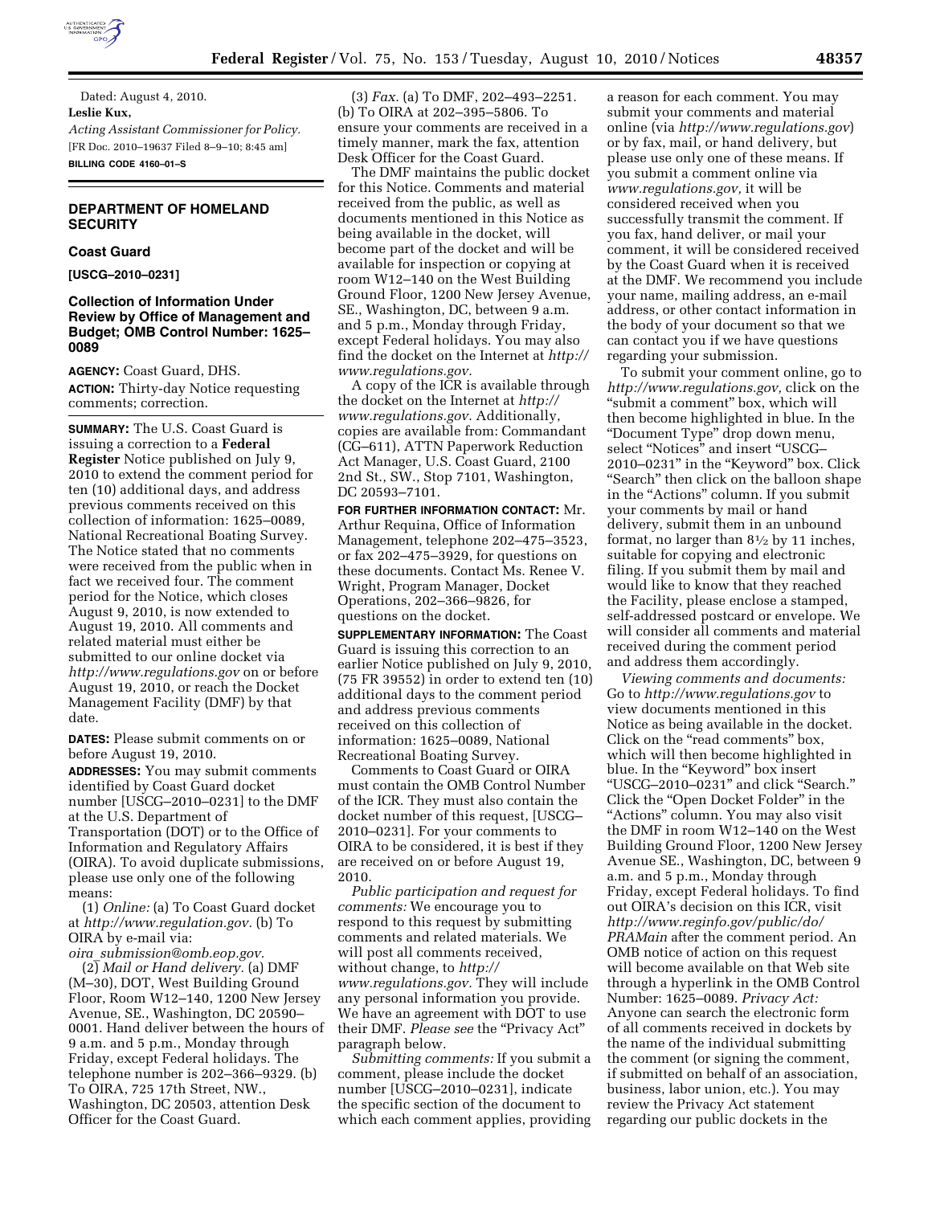Dated: August 4, 2010.

**Leslie Kux,**

*Acting Assistant Commissioner for Policy.*

[FR Doc. 2010–19637 Filed 8–9–10; 8:45 am]

**BILLING CODE 4160–01–S**

## DEPARTMENT OF HOMELAND SECURITY

### Coast Guard

**[USCG–2010–0231]**

### Collection of Information Under Review by Office of Management and Budget; OMB Control Number: 1625–0089

**AGENCY:** Coast Guard, DHS.

**ACTION:** Thirty-day Notice requesting comments; correction.

**SUMMARY:** The U.S. Coast Guard is issuing a correction to a **Federal Register** Notice published on July 9, 2010 to extend the comment period for ten (10) additional days, and address previous comments received on this collection of information: 1625–0089, National Recreational Boating Survey. The Notice stated that no comments were received from the public when in fact we received four. The comment period for the Notice, which closes August 9, 2010, is now extended to August 19, 2010. All comments and related material must either be submitted to our online docket via *http://www.regulations.gov* on or before August 19, 2010, or reach the Docket Management Facility (DMF) by that date.

**DATES:** Please submit comments on or before August 19, 2010.

**ADDRESSES:** You may submit comments identified by Coast Guard docket number [USCG–2010–0231] to the DMF at the U.S. Department of Transportation (DOT) or to the Office of Information and Regulatory Affairs (OIRA). To avoid duplicate submissions, please use only one of the following means:

(1) *Online:* (a) To Coast Guard docket at *http://www.regulation.gov.* (b) To OIRA by e-mail via: *oira_submission@omb.eop.gov.*

(2) *Mail or Hand delivery.* (a) DMF (M–30), DOT, West Building Ground Floor, Room W12–140, 1200 New Jersey Avenue, SE., Washington, DC 20590–0001. Hand deliver between the hours of 9 a.m. and 5 p.m., Monday through Friday, except Federal holidays. The telephone number is 202–366–9329. (b) To OIRA, 725 17th Street, NW., Washington, DC 20503, attention Desk Officer for the Coast Guard.

(3) *Fax.* (a) To DMF, 202–493–2251. (b) To OIRA at 202–395–5806. To ensure your comments are received in a timely manner, mark the fax, attention Desk Officer for the Coast Guard.

The DMF maintains the public docket for this Notice. Comments and material received from the public, as well as documents mentioned in this Notice as being available in the docket, will become part of the docket and will be available for inspection or copying at room W12–140 on the West Building Ground Floor, 1200 New Jersey Avenue, SE., Washington, DC, between 9 a.m. and 5 p.m., Monday through Friday, except Federal holidays. You may also find the docket on the Internet at *http://www.regulations.gov.*

A copy of the ICR is available through the docket on the Internet at *http://www.regulations.gov.* Additionally, copies are available from: Commandant (CG–611), ATTN Paperwork Reduction Act Manager, U.S. Coast Guard, 2100 2nd St., SW., Stop 7101, Washington, DC 20593–7101.

**FOR FURTHER INFORMATION CONTACT:** Mr. Arthur Requina, Office of Information Management, telephone 202–475–3523, or fax 202–475–3929, for questions on these documents. Contact Ms. Renee V. Wright, Program Manager, Docket Operations, 202–366–9826, for questions on the docket.

**SUPPLEMENTARY INFORMATION:** The Coast Guard is issuing this correction to an earlier Notice published on July 9, 2010, (75 FR 39552) in order to extend ten (10) additional days to the comment period and address previous comments received on this collection of information: 1625–0089, National Recreational Boating Survey.

Comments to Coast Guard or OIRA must contain the OMB Control Number of the ICR. They must also contain the docket number of this request, [USCG–2010–0231]. For your comments to OIRA to be considered, it is best if they are received on or before August 19, 2010.

*Public participation and request for comments:* We encourage you to respond to this request by submitting comments and related materials. We will post all comments received, without change, to *http://www.regulations.gov.* They will include any personal information you provide. We have an agreement with DOT to use their DMF. *Please see* the "Privacy Act" paragraph below.

*Submitting comments:* If you submit a comment, please include the docket number [USCG–2010–0231], indicate the specific section of the document to which each comment applies, providing a reason for each comment. You may submit your comments and material online (via *http://www.regulations.gov*) or by fax, mail, or hand delivery, but please use only one of these means. If you submit a comment online via *www.regulations.gov,* it will be considered received when you successfully transmit the comment. If you fax, hand deliver, or mail your comment, it will be considered received by the Coast Guard when it is received at the DMF. We recommend you include your name, mailing address, an e-mail address, or other contact information in the body of your document so that we can contact you if we have questions regarding your submission.

To submit your comment online, go to *http://www.regulations.gov,* click on the "submit a comment" box, which will then become highlighted in blue. In the "Document Type" drop down menu, select "Notices" and insert "USCG–2010–0231" in the "Keyword" box. Click "Search" then click on the balloon shape in the "Actions" column. If you submit your comments by mail or hand delivery, submit them in an unbound format, no larger than 8½ by 11 inches, suitable for copying and electronic filing. If you submit them by mail and would like to know that they reached the Facility, please enclose a stamped, self-addressed postcard or envelope. We will consider all comments and material received during the comment period and address them accordingly.

*Viewing comments and documents:* Go to *http://www.regulations.gov* to view documents mentioned in this Notice as being available in the docket. Click on the "read comments" box, which will then become highlighted in blue. In the "Keyword" box insert "USCG–2010–0231" and click "Search." Click the "Open Docket Folder" in the "Actions" column. You may also visit the DMF in room W12–140 on the West Building Ground Floor, 1200 New Jersey Avenue SE., Washington, DC, between 9 a.m. and 5 p.m., Monday through Friday, except Federal holidays. To find out OIRA's decision on this ICR, visit *http://www.reginfo.gov/public/do/PRAMain* after the comment period. An OMB notice of action on this request will become available on that Web site through a hyperlink in the OMB Control Number: 1625–0089. *Privacy Act:* Anyone can search the electronic form of all comments received in dockets by the name of the individual submitting the comment (or signing the comment, if submitted on behalf of an association, business, labor union, etc.). You may review the Privacy Act statement regarding our public dockets in the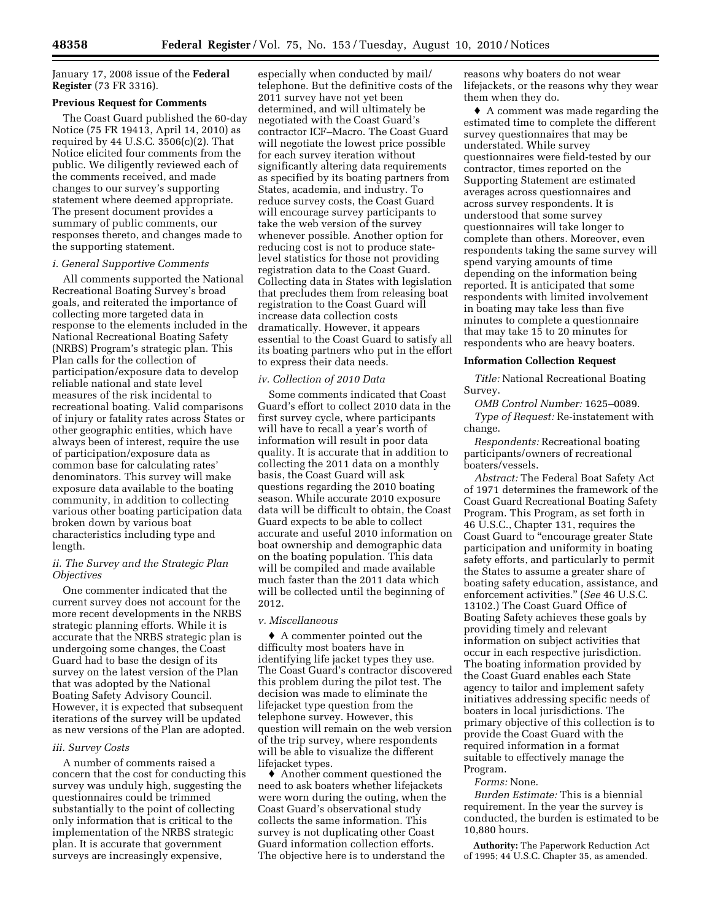January 17, 2008 issue of the **Federal Register** (73 FR 3316).

**Previous Request for Comments**

The Coast Guard published the 60-day Notice (75 FR 19413, April 14, 2010) as required by 44 U.S.C. 3506(c)(2). That Notice elicited four comments from the public. We diligently reviewed each of the comments received, and made changes to our survey's supporting statement where deemed appropriate. The present document provides a summary of public comments, our responses thereto, and changes made to the supporting statement.

*i. General Supportive Comments*

All comments supported the National Recreational Boating Survey's broad goals, and reiterated the importance of collecting more targeted data in response to the elements included in the National Recreational Boating Safety (NRBS) Program's strategic plan. This Plan calls for the collection of participation/exposure data to develop reliable national and state level measures of the risk incidental to recreational boating. Valid comparisons of injury or fatality rates across States or other geographic entities, which have always been of interest, require the use of participation/exposure data as common base for calculating rates' denominators. This survey will make exposure data available to the boating community, in addition to collecting various other boating participation data broken down by various boat characteristics including type and length.

*ii. The Survey and the Strategic Plan Objectives*

One commenter indicated that the current survey does not account for the more recent developments in the NRBS strategic planning efforts. While it is accurate that the NRBS strategic plan is undergoing some changes, the Coast Guard had to base the design of its survey on the latest version of the Plan that was adopted by the National Boating Safety Advisory Council. However, it is expected that subsequent iterations of the survey will be updated as new versions of the Plan are adopted.

*iii. Survey Costs*

A number of comments raised a concern that the cost for conducting this survey was unduly high, suggesting the questionnaires could be trimmed substantially to the point of collecting only information that is critical to the implementation of the NRBS strategic plan. It is accurate that government surveys are increasingly expensive, especially when conducted by mail/telephone. But the definitive costs of the 2011 survey have not yet been determined, and will ultimately be negotiated with the Coast Guard's contractor ICF–Macro. The Coast Guard will negotiate the lowest price possible for each survey iteration without significantly altering data requirements as specified by its boating partners from States, academia, and industry. To reduce survey costs, the Coast Guard will encourage survey participants to take the web version of the survey whenever possible. Another option for reducing cost is not to produce state-level statistics for those not providing registration data to the Coast Guard. Collecting data in States with legislation that precludes them from releasing boat registration to the Coast Guard will increase data collection costs dramatically. However, it appears essential to the Coast Guard to satisfy all its boating partners who put in the effort to express their data needs.

*iv. Collection of 2010 Data*

Some comments indicated that Coast Guard's effort to collect 2010 data in the first survey cycle, where participants will have to recall a year's worth of information will result in poor data quality. It is accurate that in addition to collecting the 2011 data on a monthly basis, the Coast Guard will ask questions regarding the 2010 boating season. While accurate 2010 exposure data will be difficult to obtain, the Coast Guard expects to be able to collect accurate and useful 2010 information on boat ownership and demographic data on the boating population. This data will be compiled and made available much faster than the 2011 data which will be collected until the beginning of 2012.

*v. Miscellaneous*

♦ A commenter pointed out the difficulty most boaters have in identifying life jacket types they use. The Coast Guard's contractor discovered this problem during the pilot test. The decision was made to eliminate the lifejacket type question from the telephone survey. However, this question will remain on the web version of the trip survey, where respondents will be able to visualize the different lifejacket types.

♦ Another comment questioned the need to ask boaters whether lifejackets were worn during the outing, when the Coast Guard's observational study collects the same information. This survey is not duplicating other Coast Guard information collection efforts. The objective here is to understand the reasons why boaters do not wear lifejackets, or the reasons why they wear them when they do.

♦ A comment was made regarding the estimated time to complete the different survey questionnaires that may be understated. While survey questionnaires were field-tested by our contractor, times reported on the Supporting Statement are estimated averages across questionnaires and across survey respondents. It is understood that some survey questionnaires will take longer to complete than others. Moreover, even respondents taking the same survey will spend varying amounts of time depending on the information being reported. It is anticipated that some respondents with limited involvement in boating may take less than five minutes to complete a questionnaire that may take 15 to 20 minutes for respondents who are heavy boaters.

**Information Collection Request**

*Title:* National Recreational Boating Survey.

*OMB Control Number:* 1625–0089.

*Type of Request:* Re-instatement with change.

*Respondents:* Recreational boating participants/owners of recreational boaters/vessels.

*Abstract:* The Federal Boat Safety Act of 1971 determines the framework of the Coast Guard Recreational Boating Safety Program. This Program, as set forth in 46 U.S.C., Chapter 131, requires the Coast Guard to "encourage greater State participation and uniformity in boating safety efforts, and particularly to permit the States to assume a greater share of boating safety education, assistance, and enforcement activities." (*See* 46 U.S.C. 13102.) The Coast Guard Office of Boating Safety achieves these goals by providing timely and relevant information on subject activities that occur in each respective jurisdiction. The boating information provided by the Coast Guard enables each State agency to tailor and implement safety initiatives addressing specific needs of boaters in local jurisdictions. The primary objective of this collection is to provide the Coast Guard with the required information in a format suitable to effectively manage the Program.

*Forms:* None.

*Burden Estimate:* This is a biennial requirement. In the year the survey is conducted, the burden is estimated to be 10,880 hours.

**Authority:** The Paperwork Reduction Act of 1995; 44 U.S.C. Chapter 35, as amended.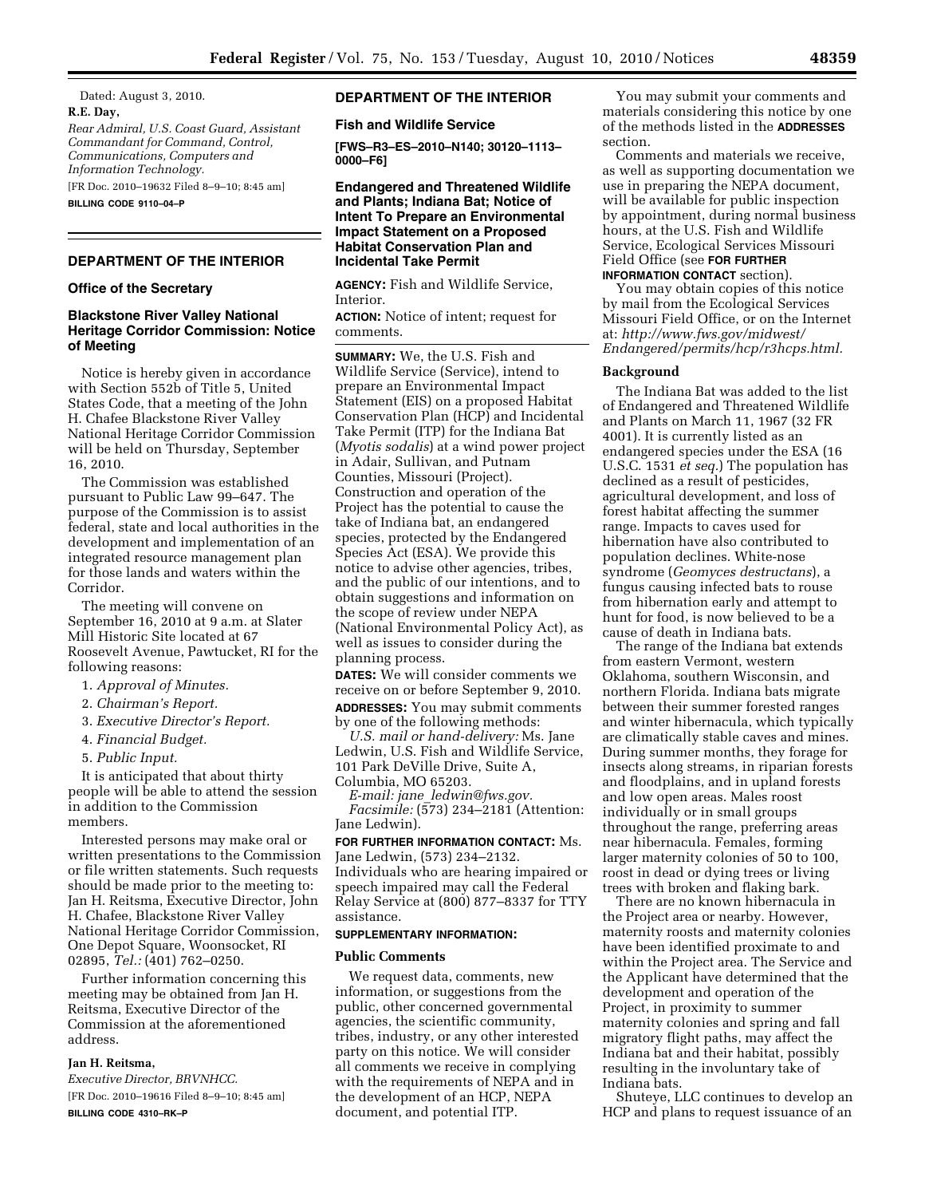Dated: August 3, 2010.

**R.E. Day,**

*Rear Admiral, U.S. Coast Guard, Assistant Commandant for Command, Control, Communications, Computers and Information Technology.*

[FR Doc. 2010–19632 Filed 8–9–10; 8:45 am]

**BILLING CODE 9110–04–P**

## DEPARTMENT OF THE INTERIOR

### Office of the Secretary

### Blackstone River Valley National Heritage Corridor Commission: Notice of Meeting

Notice is hereby given in accordance with Section 552b of Title 5, United States Code, that a meeting of the John H. Chafee Blackstone River Valley National Heritage Corridor Commission will be held on Thursday, September 16, 2010.

The Commission was established pursuant to Public Law 99–647. The purpose of the Commission is to assist federal, state and local authorities in the development and implementation of an integrated resource management plan for those lands and waters within the Corridor.

The meeting will convene on September 16, 2010 at 9 a.m. at Slater Mill Historic Site located at 67 Roosevelt Avenue, Pawtucket, RI for the following reasons:

1. *Approval of Minutes.*
2. *Chairman's Report.*
3. *Executive Director's Report.*
4. *Financial Budget.*
5. *Public Input.*

It is anticipated that about thirty people will be able to attend the session in addition to the Commission members.

Interested persons may make oral or written presentations to the Commission or file written statements. Such requests should be made prior to the meeting to: Jan H. Reitsma, Executive Director, John H. Chafee, Blackstone River Valley National Heritage Corridor Commission, One Depot Square, Woonsocket, RI 02895, *Tel.:* (401) 762–0250.

Further information concerning this meeting may be obtained from Jan H. Reitsma, Executive Director of the Commission at the aforementioned address.

**Jan H. Reitsma,**

*Executive Director, BRVNHCC.*

[FR Doc. 2010–19616 Filed 8–9–10; 8:45 am]

**BILLING CODE 4310–RK–P**

## DEPARTMENT OF THE INTERIOR

### Fish and Wildlife Service

**[FWS–R3–ES–2010–N140; 30120–1113–0000–F6]**

### Endangered and Threatened Wildlife and Plants; Indiana Bat; Notice of Intent To Prepare an Environmental Impact Statement on a Proposed Habitat Conservation Plan and Incidental Take Permit

**AGENCY:** Fish and Wildlife Service, Interior.

**ACTION:** Notice of intent; request for comments.

**SUMMARY:** We, the U.S. Fish and Wildlife Service (Service), intend to prepare an Environmental Impact Statement (EIS) on a proposed Habitat Conservation Plan (HCP) and Incidental Take Permit (ITP) for the Indiana Bat (*Myotis sodalis*) at a wind power project in Adair, Sullivan, and Putnam Counties, Missouri (Project). Construction and operation of the Project has the potential to cause the take of Indiana bat, an endangered species, protected by the Endangered Species Act (ESA). We provide this notice to advise other agencies, tribes, and the public of our intentions, and to obtain suggestions and information on the scope of review under NEPA (National Environmental Policy Act), as well as issues to consider during the planning process.

**DATES:** We will consider comments we receive on or before September 9, 2010.

**ADDRESSES:** You may submit comments by one of the following methods:

*U.S. mail or hand-delivery:* Ms. Jane Ledwin, U.S. Fish and Wildlife Service, 101 Park DeVille Drive, Suite A, Columbia, MO 65203.

*E-mail: jane_ledwin@fws.gov.*

*Facsimile:* (573) 234–2181 (Attention: Jane Ledwin).

**FOR FURTHER INFORMATION CONTACT:** Ms. Jane Ledwin, (573) 234–2132. Individuals who are hearing impaired or speech impaired may call the Federal Relay Service at (800) 877–8337 for TTY assistance.

**SUPPLEMENTARY INFORMATION:**

#### Public Comments

We request data, comments, new information, or suggestions from the public, other concerned governmental agencies, the scientific community, tribes, industry, or any other interested party on this notice. We will consider all comments we receive in complying with the requirements of NEPA and in the development of an HCP, NEPA document, and potential ITP.

You may submit your comments and materials considering this notice by one of the methods listed in the **ADDRESSES** section.

Comments and materials we receive, as well as supporting documentation we use in preparing the NEPA document, will be available for public inspection by appointment, during normal business hours, at the U.S. Fish and Wildlife Service, Ecological Services Missouri Field Office (see **FOR FURTHER INFORMATION CONTACT** section).

You may obtain copies of this notice by mail from the Ecological Services Missouri Field Office, or on the Internet at: *http://www.fws.gov/midwest/Endangered/permits/hcp/r3hcps.html.*

#### Background

The Indiana Bat was added to the list of Endangered and Threatened Wildlife and Plants on March 11, 1967 (32 FR 4001). It is currently listed as an endangered species under the ESA (16 U.S.C. 1531 *et seq.*) The population has declined as a result of pesticides, agricultural development, and loss of forest habitat affecting the summer range. Impacts to caves used for hibernation have also contributed to population declines. White-nose syndrome (*Geomyces destructans*), a fungus causing infected bats to rouse from hibernation early and attempt to hunt for food, is now believed to be a cause of death in Indiana bats.

The range of the Indiana bat extends from eastern Vermont, western Oklahoma, southern Wisconsin, and northern Florida. Indiana bats migrate between their summer forested ranges and winter hibernacula, which typically are climatically stable caves and mines. During summer months, they forage for insects along streams, in riparian forests and floodplains, and in upland forests and low open areas. Males roost individually or in small groups throughout the range, preferring areas near hibernacula. Females, forming larger maternity colonies of 50 to 100, roost in dead or dying trees or living trees with broken and flaking bark.

There are no known hibernacula in the Project area or nearby. However, maternity roosts and maternity colonies have been identified proximate to and within the Project area. The Service and the Applicant have determined that the development and operation of the Project, in proximity to summer maternity colonies and spring and fall migratory flight paths, may affect the Indiana bat and their habitat, possibly resulting in the involuntary take of Indiana bats.

Shuteye, LLC continues to develop an HCP and plans to request issuance of an